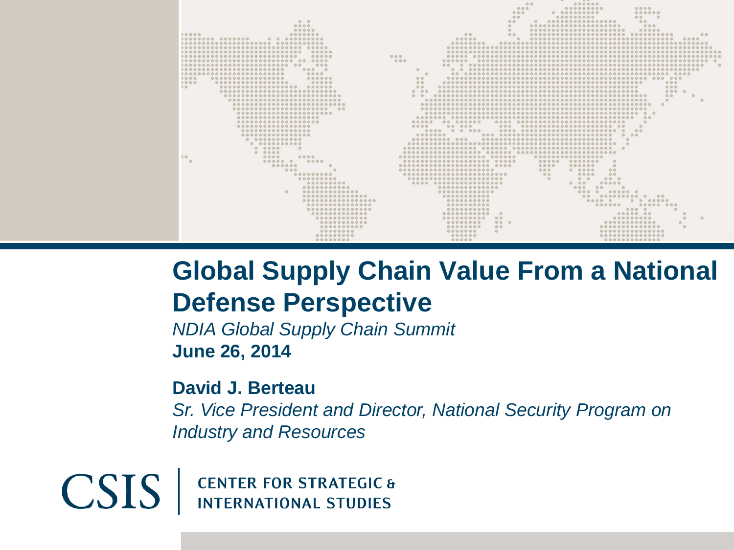# Global Supply Chain Value From a National Defense Perspective

*NDIA Global Supply Chain Summit*

**June 26, 2014**

**David J. Berteau**

*Sr. Vice President and Director, National Security Program on Industry and Resources*

CSIS | CENTER FOR STRATEGIC & INTERNATIONAL STUDIES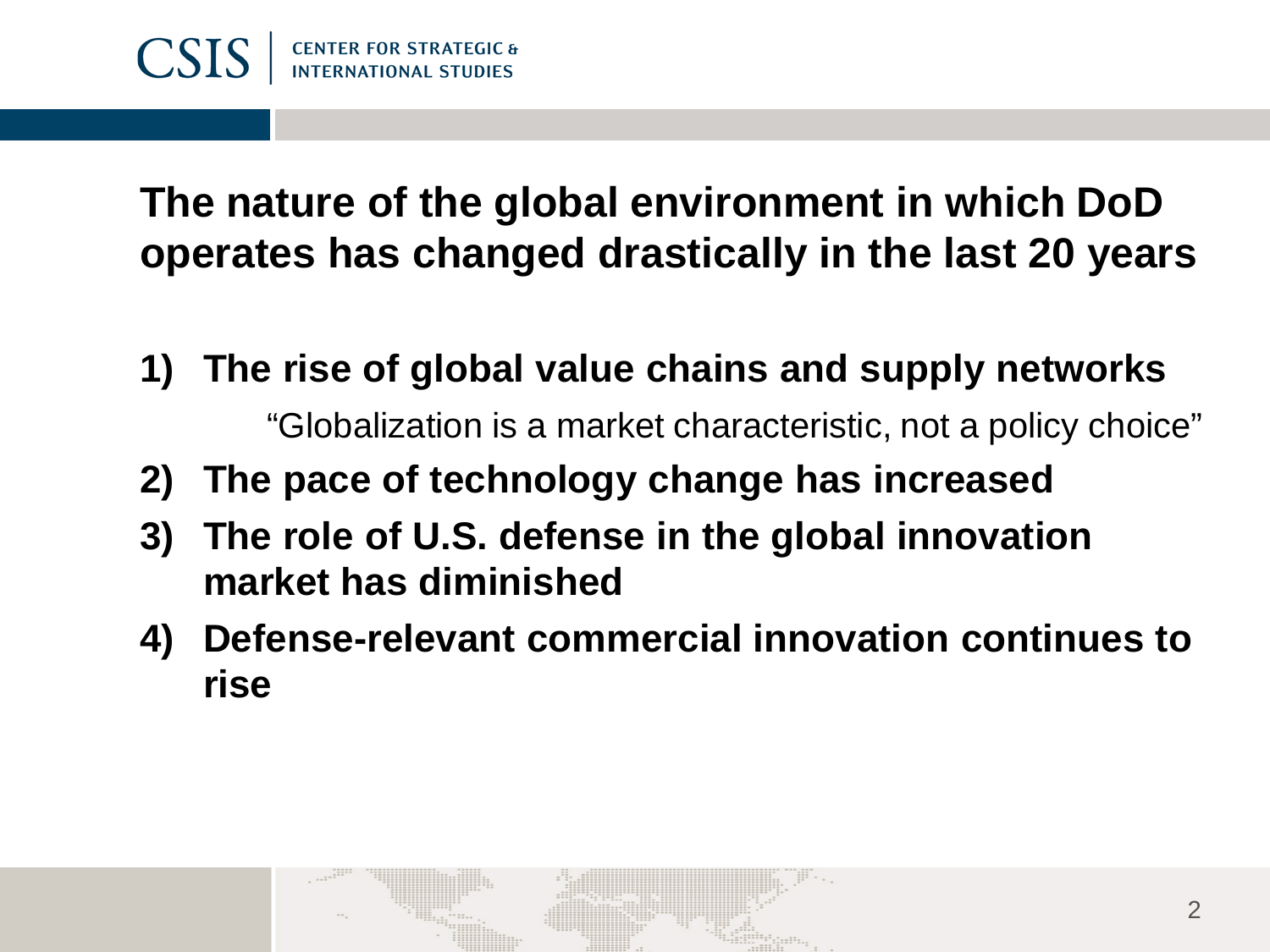## The nature of the global environment in which DoD operates has changed drastically in the last 20 years

1) **The rise of global value chains and supply networks**

   "Globalization is a market characteristic, not a policy choice"

2) **The pace of technology change has increased**
3) **The role of U.S. defense in the global innovation market has diminished**
4) **Defense-relevant commercial innovation continues to rise**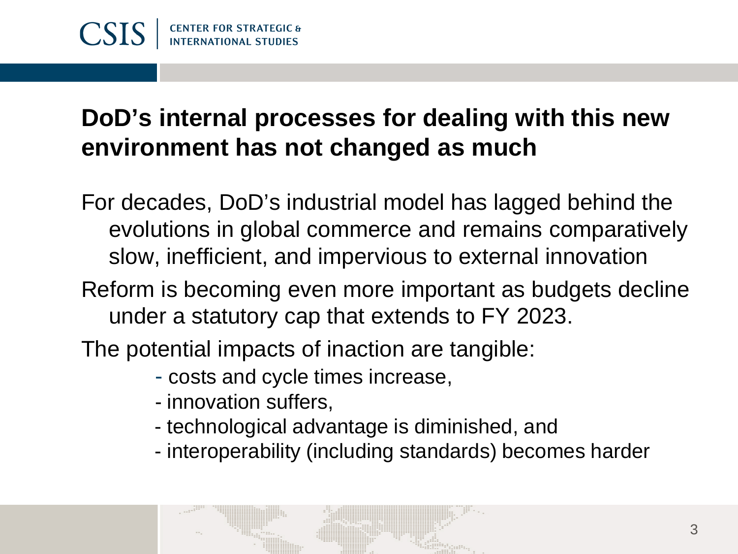## DoD's internal processes for dealing with this new environment has not changed as much

For decades, DoD's industrial model has lagged behind the evolutions in global commerce and remains comparatively slow, inefficient, and impervious to external innovation

Reform is becoming even more important as budgets decline under a statutory cap that extends to FY 2023.

The potential impacts of inaction are tangible:

- costs and cycle times increase,
- innovation suffers,
- technological advantage is diminished, and
- interoperability (including standards) becomes harder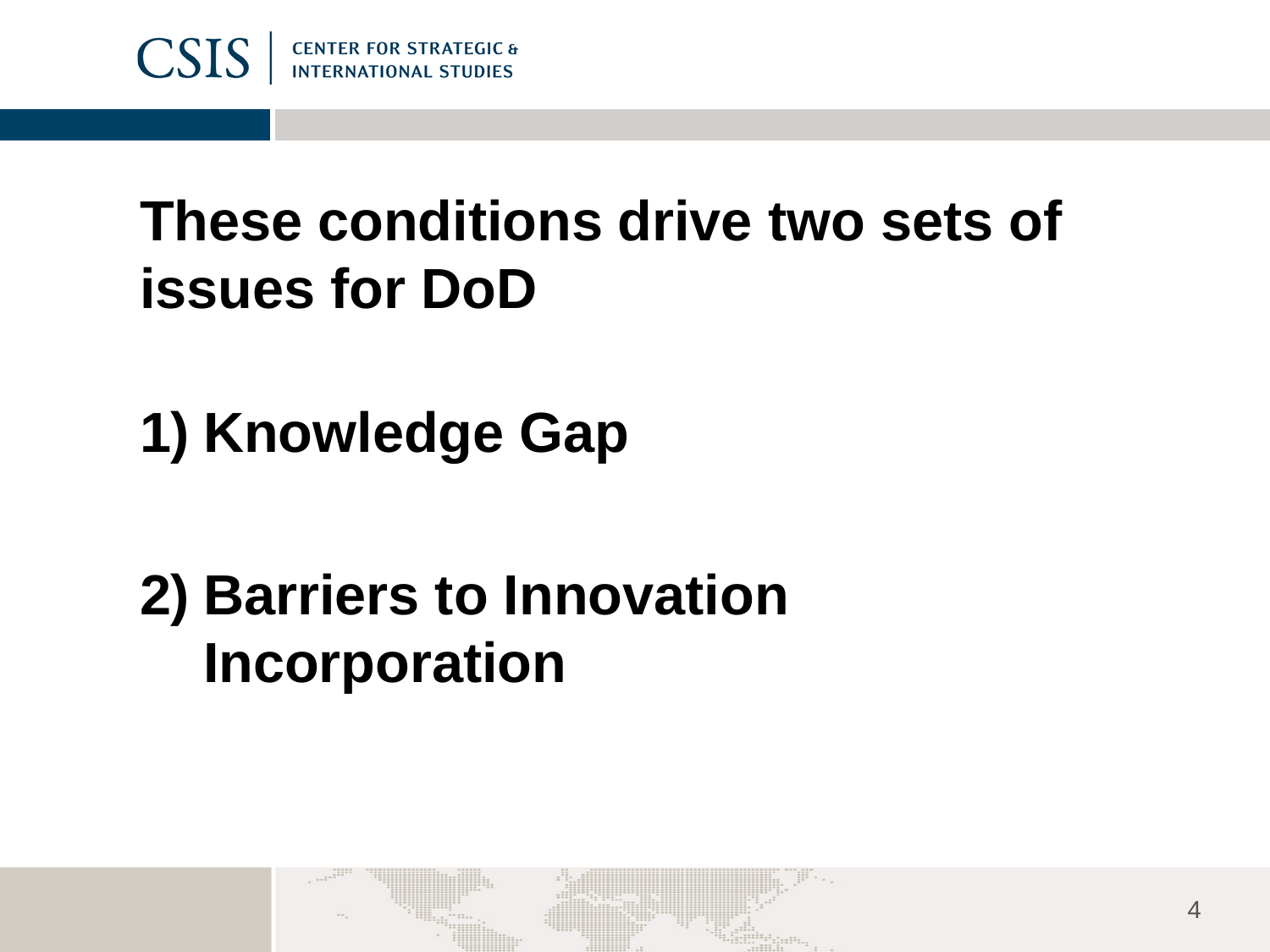# These conditions drive two sets of issues for DoD

1) Knowledge Gap

2) Barriers to Innovation Incorporation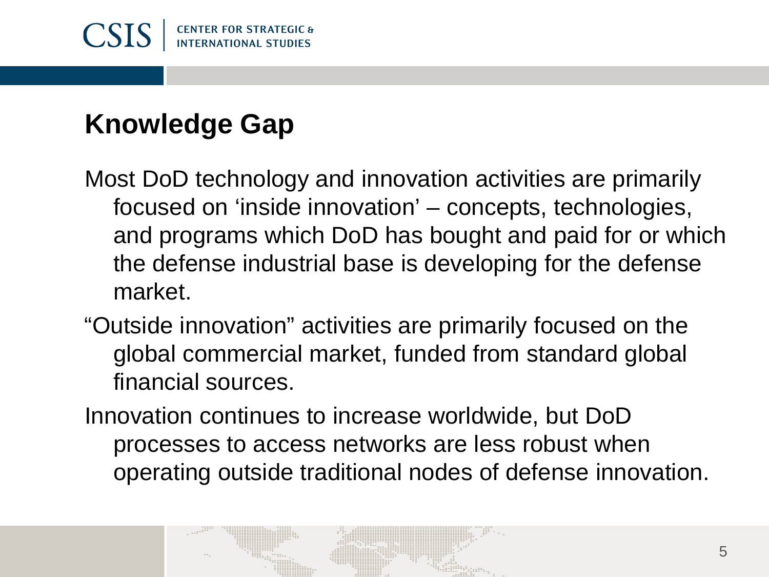## Knowledge Gap

Most DoD technology and innovation activities are primarily focused on 'inside innovation' – concepts, technologies, and programs which DoD has bought and paid for or which the defense industrial base is developing for the defense market.

"Outside innovation" activities are primarily focused on the global commercial market, funded from standard global financial sources.

Innovation continues to increase worldwide, but DoD processes to access networks are less robust when operating outside traditional nodes of defense innovation.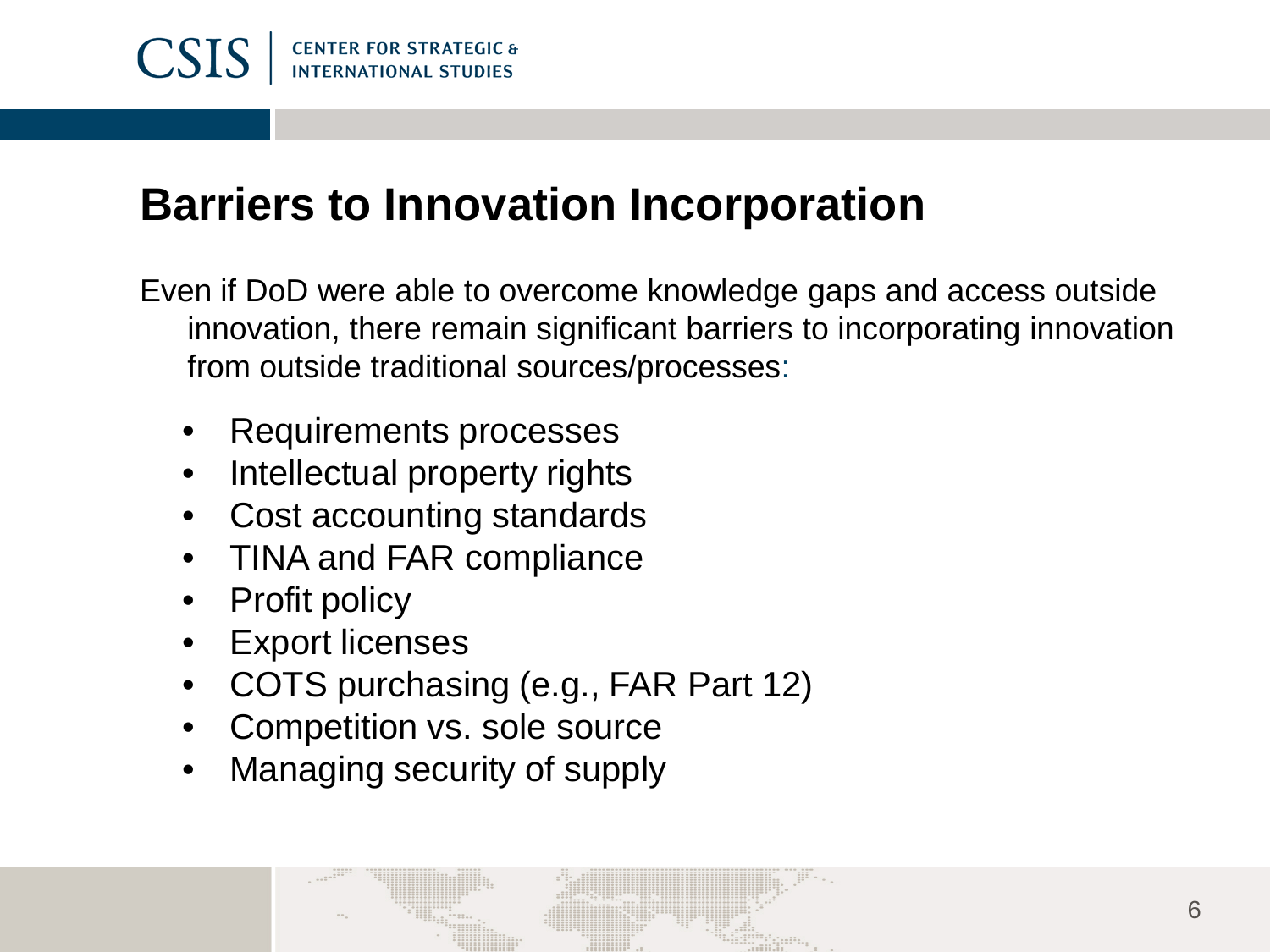## Barriers to Innovation Incorporation

Even if DoD were able to overcome knowledge gaps and access outside innovation, there remain significant barriers to incorporating innovation from outside traditional sources/processes:

- Requirements processes
- Intellectual property rights
- Cost accounting standards
- TINA and FAR compliance
- Profit policy
- Export licenses
- COTS purchasing (e.g., FAR Part 12)
- Competition vs. sole source
- Managing security of supply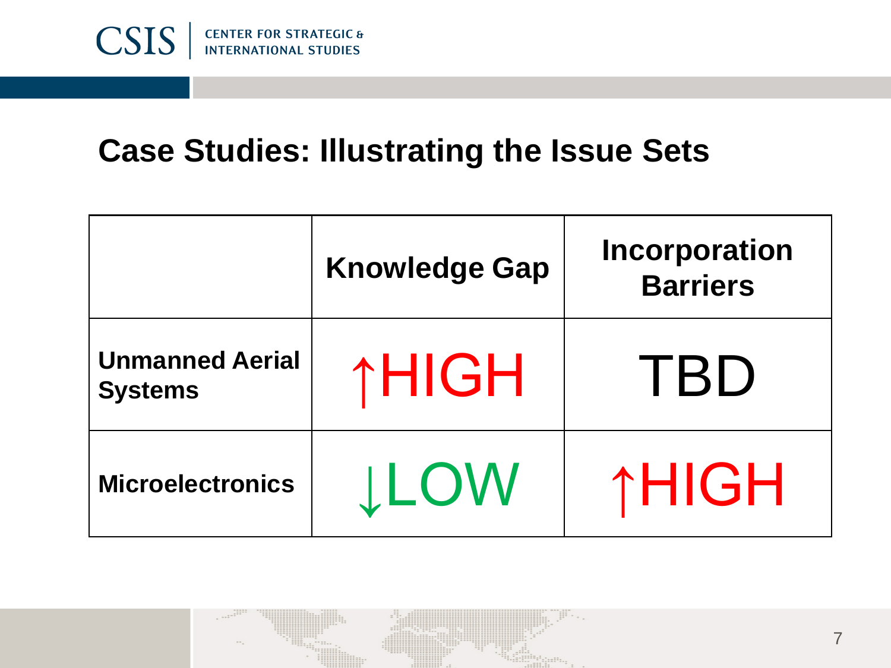## Case Studies: Illustrating the Issue Sets

| | Knowledge Gap | Incorporation Barriers |
|---|---|---|
| **Unmanned Aerial Systems** | ↑HIGH | TBD |
| **Microelectronics** | ↓LOW | ↑HIGH |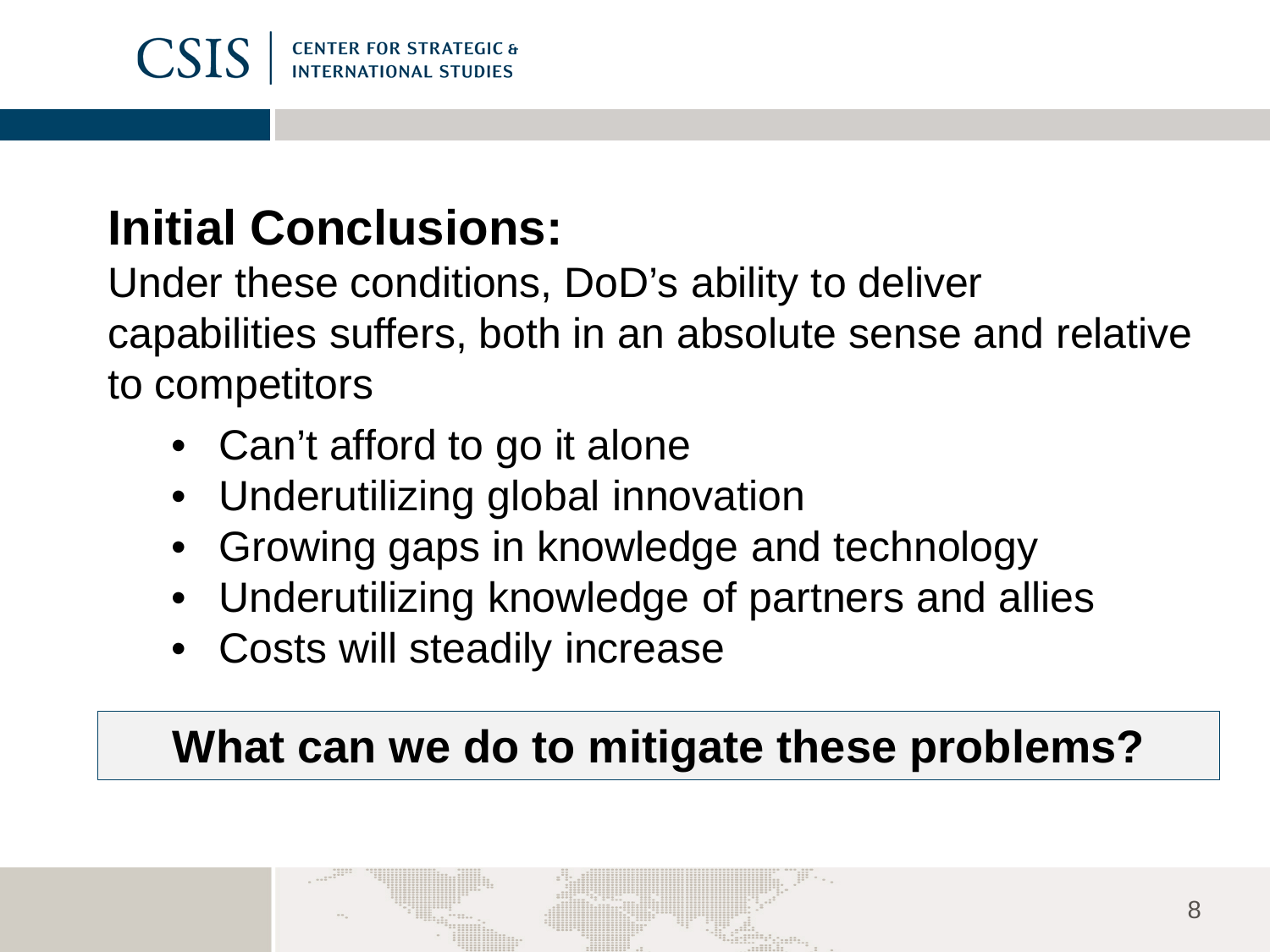## Initial Conclusions:

Under these conditions, DoD's ability to deliver capabilities suffers, both in an absolute sense and relative to competitors

- Can't afford to go it alone
- Underutilizing global innovation
- Growing gaps in knowledge and technology
- Underutilizing knowledge of partners and allies
- Costs will steadily increase

**What can we do to mitigate these problems?**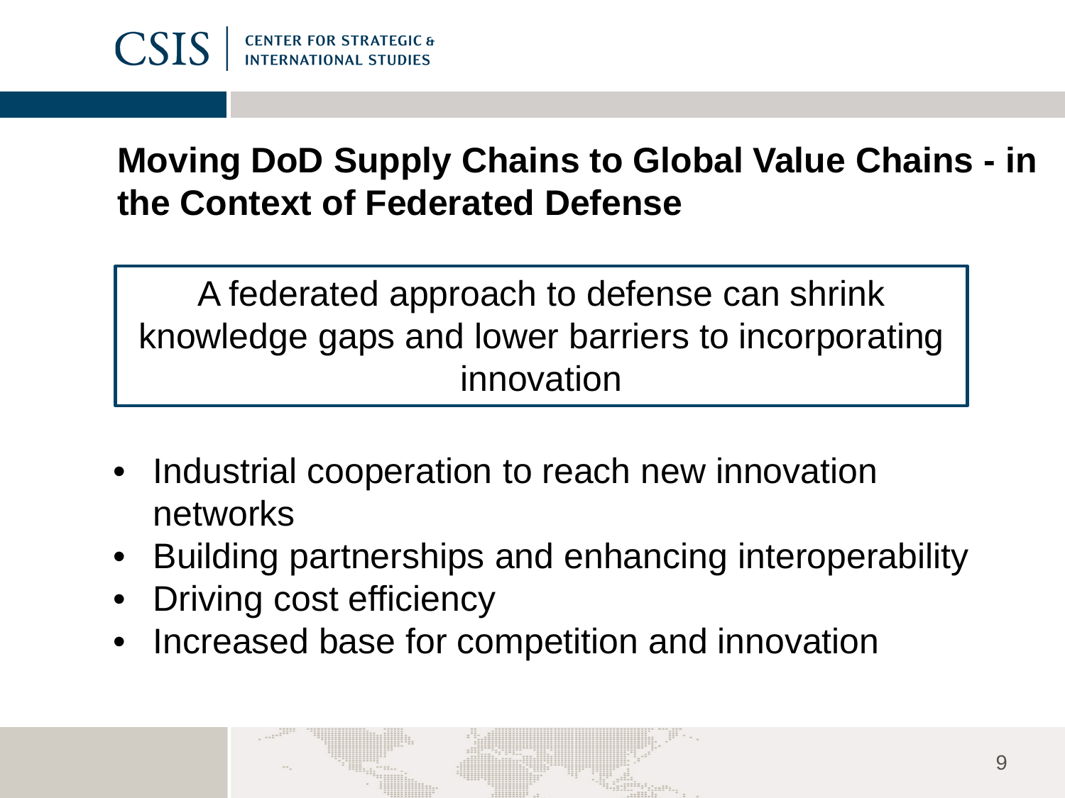## Moving DoD Supply Chains to Global Value Chains - in the Context of Federated Defense

A federated approach to defense can shrink knowledge gaps and lower barriers to incorporating innovation

- Industrial cooperation to reach new innovation networks
- Building partnerships and enhancing interoperability
- Driving cost efficiency
- Increased base for competition and innovation